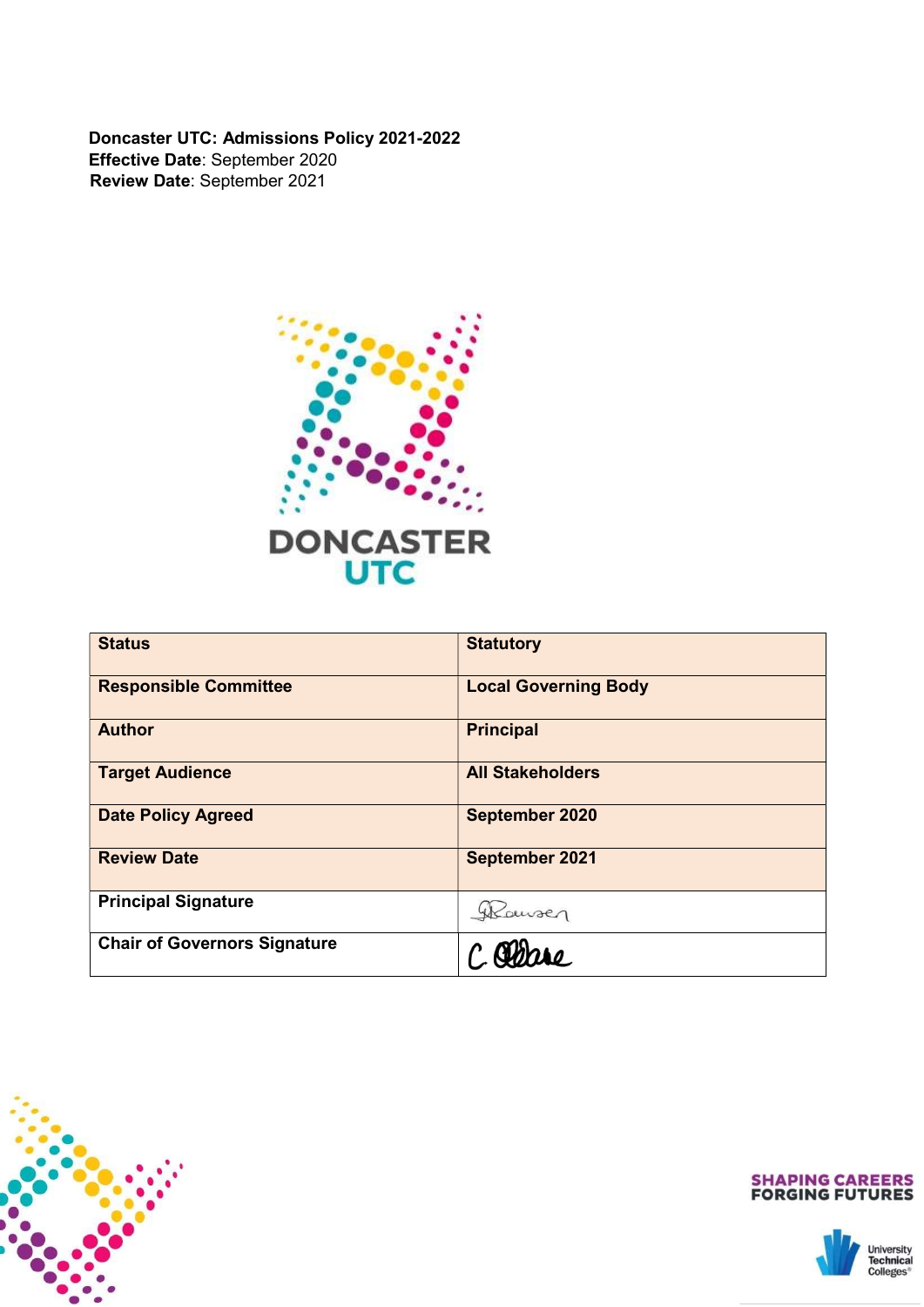**Doncaster UTC: Admissions Policy 2021-2022**
**Effective Date**: September 2020
**Review Date**: September 2021

DONCASTER
UTC

| Status | Statutory |
|---|---|
| Responsible Committee | Local Governing Body |
| Author | Principal |
| Target Audience | All Stakeholders |
| Date Policy Agreed | September 2020 |
| Review Date | September 2021 |
| Principal Signature | |
| Chair of Governors Signature | |

SHAPING CAREERS
FORGING FUTURES

University Technical Colleges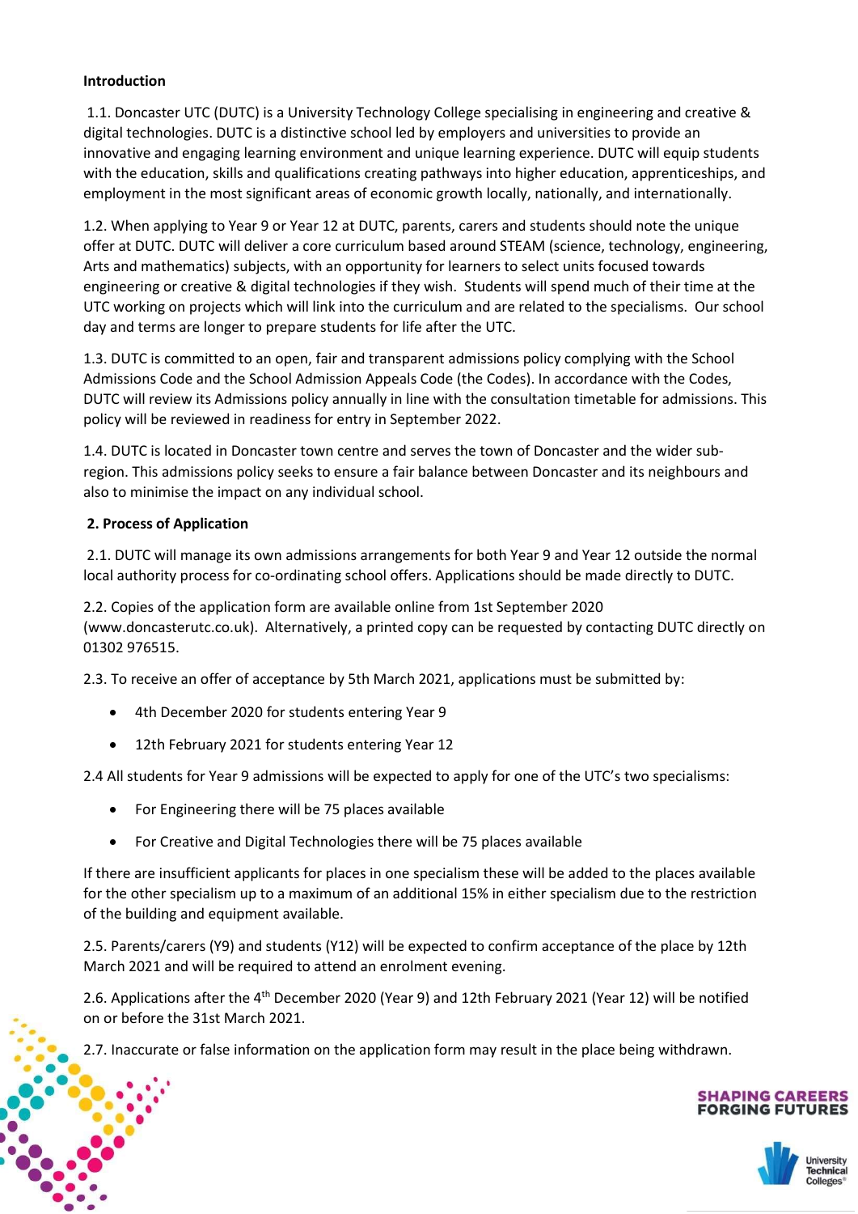**Introduction**

1.1. Doncaster UTC (DUTC) is a University Technology College specialising in engineering and creative & digital technologies. DUTC is a distinctive school led by employers and universities to provide an innovative and engaging learning environment and unique learning experience. DUTC will equip students with the education, skills and qualifications creating pathways into higher education, apprenticeships, and employment in the most significant areas of economic growth locally, nationally, and internationally.

1.2. When applying to Year 9 or Year 12 at DUTC, parents, carers and students should note the unique offer at DUTC. DUTC will deliver a core curriculum based around STEAM (science, technology, engineering, Arts and mathematics) subjects, with an opportunity for learners to select units focused towards engineering or creative & digital technologies if they wish. Students will spend much of their time at the UTC working on projects which will link into the curriculum and are related to the specialisms. Our school day and terms are longer to prepare students for life after the UTC.

1.3. DUTC is committed to an open, fair and transparent admissions policy complying with the School Admissions Code and the School Admission Appeals Code (the Codes). In accordance with the Codes, DUTC will review its Admissions policy annually in line with the consultation timetable for admissions. This policy will be reviewed in readiness for entry in September 2022.

1.4. DUTC is located in Doncaster town centre and serves the town of Doncaster and the wider sub-region. This admissions policy seeks to ensure a fair balance between Doncaster and its neighbours and also to minimise the impact on any individual school.

**2. Process of Application**

2.1. DUTC will manage its own admissions arrangements for both Year 9 and Year 12 outside the normal local authority process for co-ordinating school offers. Applications should be made directly to DUTC.

2.2. Copies of the application form are available online from 1st September 2020 (www.doncasterutc.co.uk). Alternatively, a printed copy can be requested by contacting DUTC directly on 01302 976515.

2.3. To receive an offer of acceptance by 5th March 2021, applications must be submitted by:

- 4th December 2020 for students entering Year 9
- 12th February 2021 for students entering Year 12

2.4 All students for Year 9 admissions will be expected to apply for one of the UTC's two specialisms:

- For Engineering there will be 75 places available
- For Creative and Digital Technologies there will be 75 places available

If there are insufficient applicants for places in one specialism these will be added to the places available for the other specialism up to a maximum of an additional 15% in either specialism due to the restriction of the building and equipment available.

2.5. Parents/carers (Y9) and students (Y12) will be expected to confirm acceptance of the place by 12th March 2021 and will be required to attend an enrolment evening.

2.6. Applications after the 4th December 2020 (Year 9) and 12th February 2021 (Year 12) will be notified on or before the 31st March 2021.

2.7. Inaccurate or false information on the application form may result in the place being withdrawn.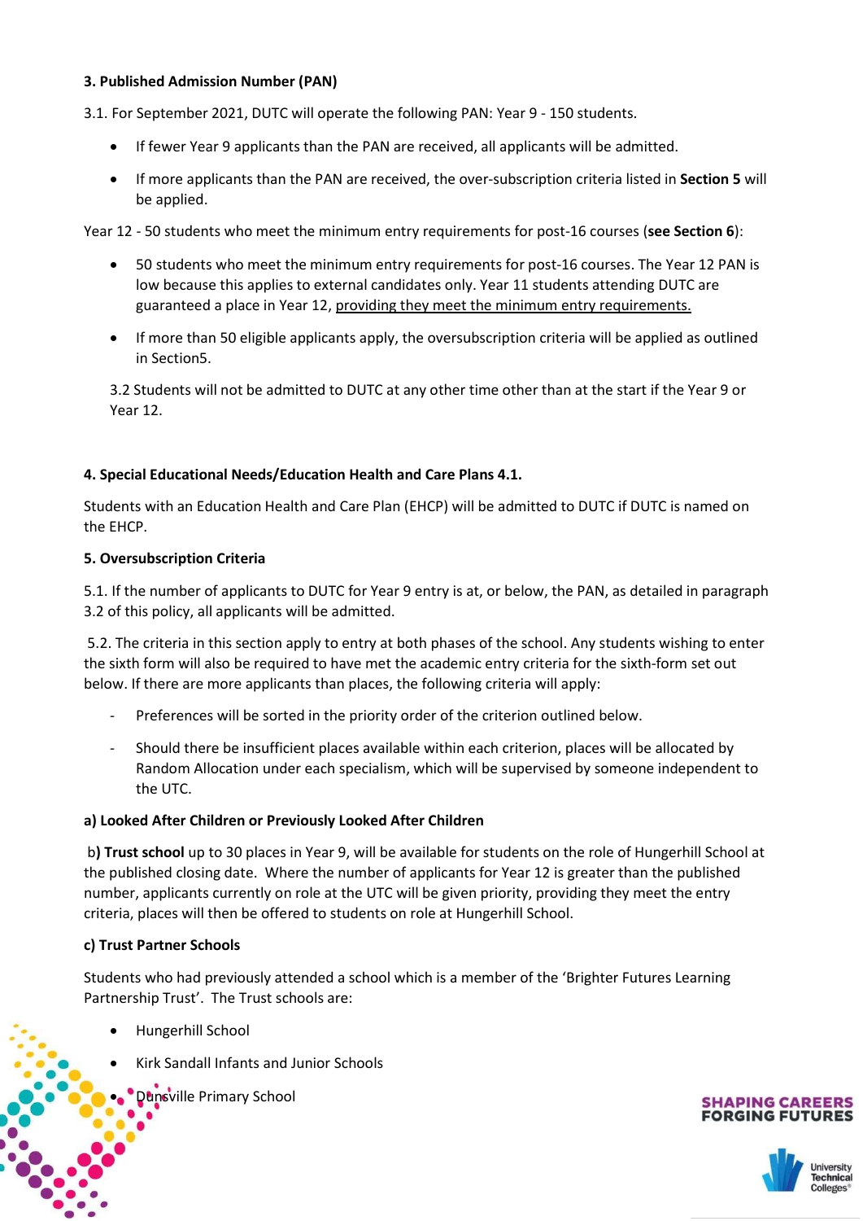**3. Published Admission Number (PAN)**

3.1. For September 2021, DUTC will operate the following PAN: Year 9 - 150 students.

- If fewer Year 9 applicants than the PAN are received, all applicants will be admitted.
- If more applicants than the PAN are received, the over-subscription criteria listed in **Section 5** will be applied.

Year 12 - 50 students who meet the minimum entry requirements for post-16 courses (**see Section 6**):

- 50 students who meet the minimum entry requirements for post-16 courses. The Year 12 PAN is low because this applies to external candidates only. Year 11 students attending DUTC are guaranteed a place in Year 12, providing they meet the minimum entry requirements.
- If more than 50 eligible applicants apply, the oversubscription criteria will be applied as outlined in Section5.

3.2 Students will not be admitted to DUTC at any other time other than at the start if the Year 9 or Year 12.

**4. Special Educational Needs/Education Health and Care Plans 4.1.**

Students with an Education Health and Care Plan (EHCP) will be admitted to DUTC if DUTC is named on the EHCP.

**5. Oversubscription Criteria**

5.1. If the number of applicants to DUTC for Year 9 entry is at, or below, the PAN, as detailed in paragraph 3.2 of this policy, all applicants will be admitted.

5.2. The criteria in this section apply to entry at both phases of the school. Any students wishing to enter the sixth form will also be required to have met the academic entry criteria for the sixth-form set out below. If there are more applicants than places, the following criteria will apply:

- Preferences will be sorted in the priority order of the criterion outlined below.
- Should there be insufficient places available within each criterion, places will be allocated by Random Allocation under each specialism, which will be supervised by someone independent to the UTC.

**a) Looked After Children or Previously Looked After Children**

b**) Trust school** up to 30 places in Year 9, will be available for students on the role of Hungerhill School at the published closing date. Where the number of applicants for Year 12 is greater than the published number, applicants currently on role at the UTC will be given priority, providing they meet the entry criteria, places will then be offered to students on role at Hungerhill School.

**c) Trust Partner Schools**

Students who had previously attended a school which is a member of the 'Brighter Futures Learning Partnership Trust'. The Trust schools are:

- Hungerhill School
- Kirk Sandall Infants and Junior Schools
- Dunsville Primary School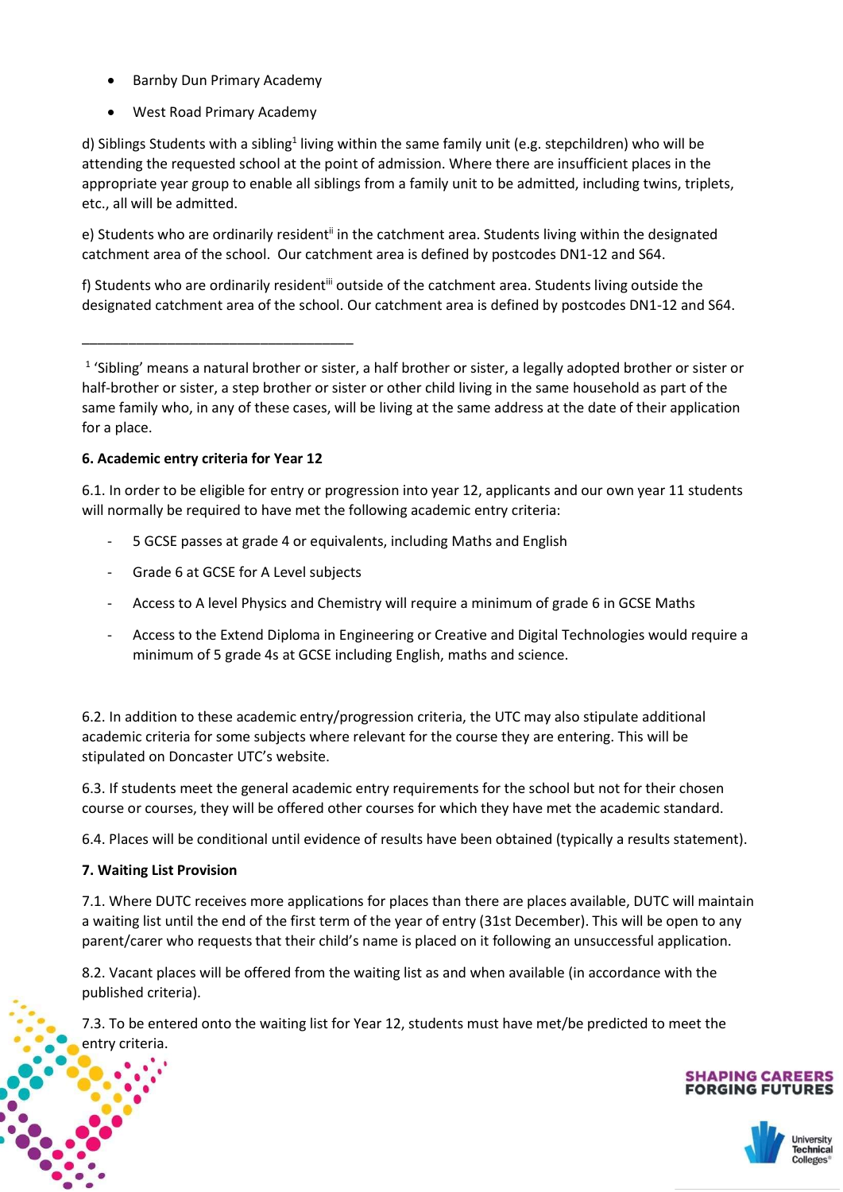- Barnby Dun Primary Academy
- West Road Primary Academy

d) Siblings Students with a sibling[1] living within the same family unit (e.g. stepchildren) who will be attending the requested school at the point of admission. Where there are insufficient places in the appropriate year group to enable all siblings from a family unit to be admitted, including twins, triplets, etc., all will be admitted.

e) Students who are ordinarily resident[ii] in the catchment area. Students living within the designated catchment area of the school. Our catchment area is defined by postcodes DN1-12 and S64.

f) Students who are ordinarily resident[iii] outside of the catchment area. Students living outside the designated catchment area of the school. Our catchment area is defined by postcodes DN1-12 and S64.

---

[1] 'Sibling' means a natural brother or sister, a half brother or sister, a legally adopted brother or sister or half-brother or sister, a step brother or sister or other child living in the same household as part of the same family who, in any of these cases, will be living at the same address at the date of their application for a place.

**6. Academic entry criteria for Year 12**

6.1. In order to be eligible for entry or progression into year 12, applicants and our own year 11 students will normally be required to have met the following academic entry criteria:

- 5 GCSE passes at grade 4 or equivalents, including Maths and English
- Grade 6 at GCSE for A Level subjects
- Access to A level Physics and Chemistry will require a minimum of grade 6 in GCSE Maths
- Access to the Extend Diploma in Engineering or Creative and Digital Technologies would require a minimum of 5 grade 4s at GCSE including English, maths and science.

6.2. In addition to these academic entry/progression criteria, the UTC may also stipulate additional academic criteria for some subjects where relevant for the course they are entering. This will be stipulated on Doncaster UTC's website.

6.3. If students meet the general academic entry requirements for the school but not for their chosen course or courses, they will be offered other courses for which they have met the academic standard.

6.4. Places will be conditional until evidence of results have been obtained (typically a results statement).

**7. Waiting List Provision**

7.1. Where DUTC receives more applications for places than there are places available, DUTC will maintain a waiting list until the end of the first term of the year of entry (31st December). This will be open to any parent/carer who requests that their child's name is placed on it following an unsuccessful application.

8.2. Vacant places will be offered from the waiting list as and when available (in accordance with the published criteria).

7.3. To be entered onto the waiting list for Year 12, students must have met/be predicted to meet the entry criteria.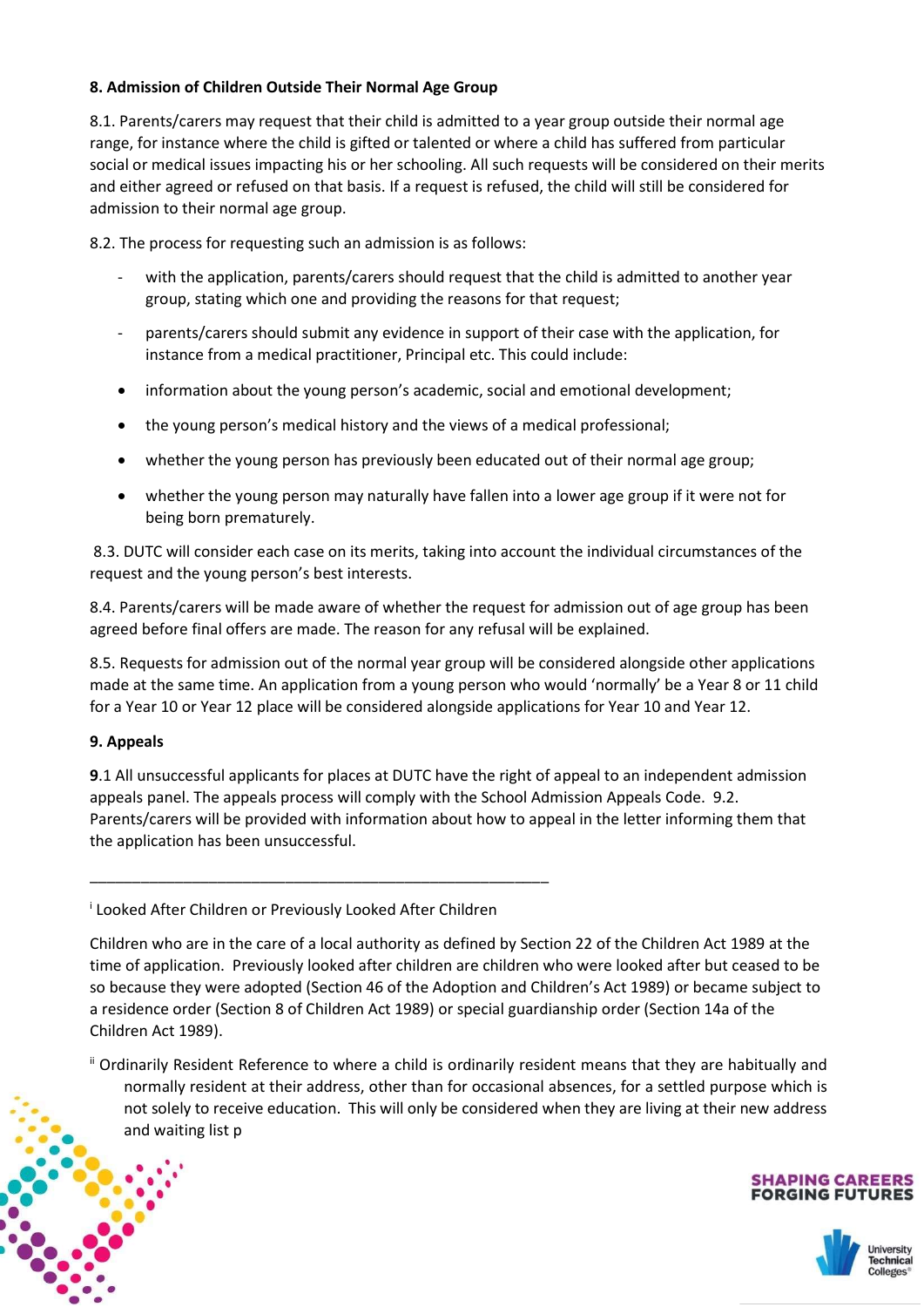### 8. Admission of Children Outside Their Normal Age Group

8.1. Parents/carers may request that their child is admitted to a year group outside their normal age range, for instance where the child is gifted or talented or where a child has suffered from particular social or medical issues impacting his or her schooling. All such requests will be considered on their merits and either agreed or refused on that basis. If a request is refused, the child will still be considered for admission to their normal age group.

8.2. The process for requesting such an admission is as follows:

- with the application, parents/carers should request that the child is admitted to another year group, stating which one and providing the reasons for that request;
- parents/carers should submit any evidence in support of their case with the application, for instance from a medical practitioner, Principal etc. This could include:
  - information about the young person's academic, social and emotional development;
  - the young person's medical history and the views of a medical professional;
  - whether the young person has previously been educated out of their normal age group;
  - whether the young person may naturally have fallen into a lower age group if it were not for being born prematurely.

8.3. DUTC will consider each case on its merits, taking into account the individual circumstances of the request and the young person's best interests.

8.4. Parents/carers will be made aware of whether the request for admission out of age group has been agreed before final offers are made. The reason for any refusal will be explained.

8.5. Requests for admission out of the normal year group will be considered alongside other applications made at the same time. An application from a young person who would 'normally' be a Year 8 or 11 child for a Year 10 or Year 12 place will be considered alongside applications for Year 10 and Year 12.

### 9. Appeals

**9**.1 All unsuccessful applicants for places at DUTC have the right of appeal to an independent admission appeals panel. The appeals process will comply with the School Admission Appeals Code. 9.2. Parents/carers will be provided with information about how to appeal in the letter informing them that the application has been unsuccessful.

---

[i] Looked After Children or Previously Looked After Children

Children who are in the care of a local authority as defined by Section 22 of the Children Act 1989 at the time of application. Previously looked after children are children who were looked after but ceased to be so because they were adopted (Section 46 of the Adoption and Children's Act 1989) or became subject to a residence order (Section 8 of Children Act 1989) or special guardianship order (Section 14a of the Children Act 1989).

[ii] Ordinarily Resident Reference to where a child is ordinarily resident means that they are habitually and normally resident at their address, other than for occasional absences, for a settled purpose which is not solely to receive education. This will only be considered when they are living at their new address and waiting list p